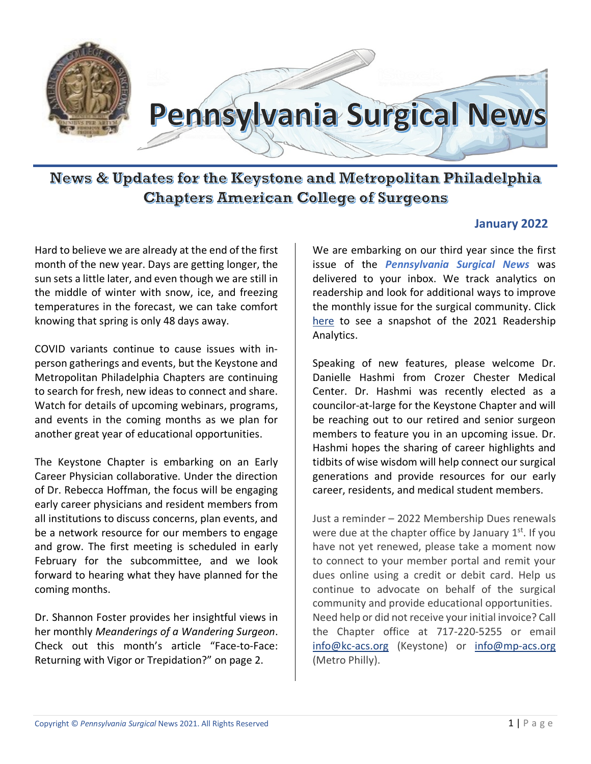# Pennsylvania Surgical News

## News & Updates for the Keystone and Metropolitan Philadelphia Chapters American College of Surgeons

**January 2022**

Hard to believe we are already at the end of the first month of the new year. Days are getting longer, the sun sets a little later, and even though we are still in the middle of winter with snow, ice, and freezing temperatures in the forecast, we can take comfort knowing that spring is only 48 days away.

COVID variants continue to cause issues with in-person gatherings and events, but the Keystone and Metropolitan Philadelphia Chapters are continuing to search for fresh, new ideas to connect and share. Watch for details of upcoming webinars, programs, and events in the coming months as we plan for another great year of educational opportunities.

The Keystone Chapter is embarking on an Early Career Physician collaborative. Under the direction of Dr. Rebecca Hoffman, the focus will be engaging early career physicians and resident members from all institutions to discuss concerns, plan events, and be a network resource for our members to engage and grow. The first meeting is scheduled in early February for the subcommittee, and we look forward to hearing what they have planned for the coming months.

Dr. Shannon Foster provides her insightful views in her monthly *Meanderings of a Wandering Surgeon*. Check out this month's article "Face-to-Face: Returning with Vigor or Trepidation?" on page 2.

We are embarking on our third year since the first issue of the ***Pennsylvania Surgical News*** was delivered to your inbox. We track analytics on readership and look for additional ways to improve the monthly issue for the surgical community. Click here to see a snapshot of the 2021 Readership Analytics.

Speaking of new features, please welcome Dr. Danielle Hashmi from Crozer Chester Medical Center. Dr. Hashmi was recently elected as a councilor-at-large for the Keystone Chapter and will be reaching out to our retired and senior surgeon members to feature you in an upcoming issue. Dr. Hashmi hopes the sharing of career highlights and tidbits of wise wisdom will help connect our surgical generations and provide resources for our early career, residents, and medical student members.

Just a reminder – 2022 Membership Dues renewals were due at the chapter office by January 1st. If you have not yet renewed, please take a moment now to connect to your member portal and remit your dues online using a credit or debit card. Help us continue to advocate on behalf of the surgical community and provide educational opportunities. Need help or did not receive your initial invoice? Call the Chapter office at 717-220-5255 or email info@kc-acs.org (Keystone) or info@mp-acs.org (Metro Philly).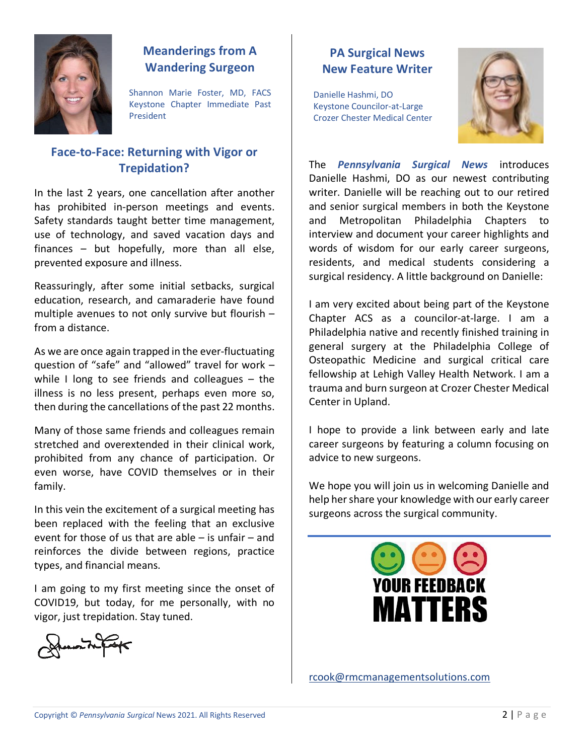## Meanderings from A Wandering Surgeon

Shannon Marie Foster, MD, FACS
Keystone Chapter Immediate Past President

### Face-to-Face: Returning with Vigor or Trepidation?

In the last 2 years, one cancellation after another has prohibited in-person meetings and events. Safety standards taught better time management, use of technology, and saved vacation days and finances – but hopefully, more than all else, prevented exposure and illness.

Reassuringly, after some initial setbacks, surgical education, research, and camaraderie have found multiple avenues to not only survive but flourish – from a distance.

As we are once again trapped in the ever-fluctuating question of "safe" and "allowed" travel for work – while I long to see friends and colleagues – the illness is no less present, perhaps even more so, then during the cancellations of the past 22 months.

Many of those same friends and colleagues remain stretched and overextended in their clinical work, prohibited from any chance of participation. Or even worse, have COVID themselves or in their family.

In this vein the excitement of a surgical meeting has been replaced with the feeling that an exclusive event for those of us that are able – is unfair – and reinforces the divide between regions, practice types, and financial means.

I am going to my first meeting since the onset of COVID19, but today, for me personally, with no vigor, just trepidation. Stay tuned.

## PA Surgical News New Feature Writer

Danielle Hashmi, DO
Keystone Councilor-at-Large
Crozer Chester Medical Center

The ***Pennsylvania Surgical News*** introduces Danielle Hashmi, DO as our newest contributing writer. Danielle will be reaching out to our retired and senior surgical members in both the Keystone and Metropolitan Philadelphia Chapters to interview and document your career highlights and words of wisdom for our early career surgeons, residents, and medical students considering a surgical residency. A little background on Danielle:

I am very excited about being part of the Keystone Chapter ACS as a councilor-at-large. I am a Philadelphia native and recently finished training in general surgery at the Philadelphia College of Osteopathic Medicine and surgical critical care fellowship at Lehigh Valley Health Network. I am a trauma and burn surgeon at Crozer Chester Medical Center in Upland.

I hope to provide a link between early and late career surgeons by featuring a column focusing on advice to new surgeons.

We hope you will join us in welcoming Danielle and help her share your knowledge with our early career surgeons across the surgical community.

YOUR FEEDBACK MATTERS

rcook@rmcmanagementsolutions.com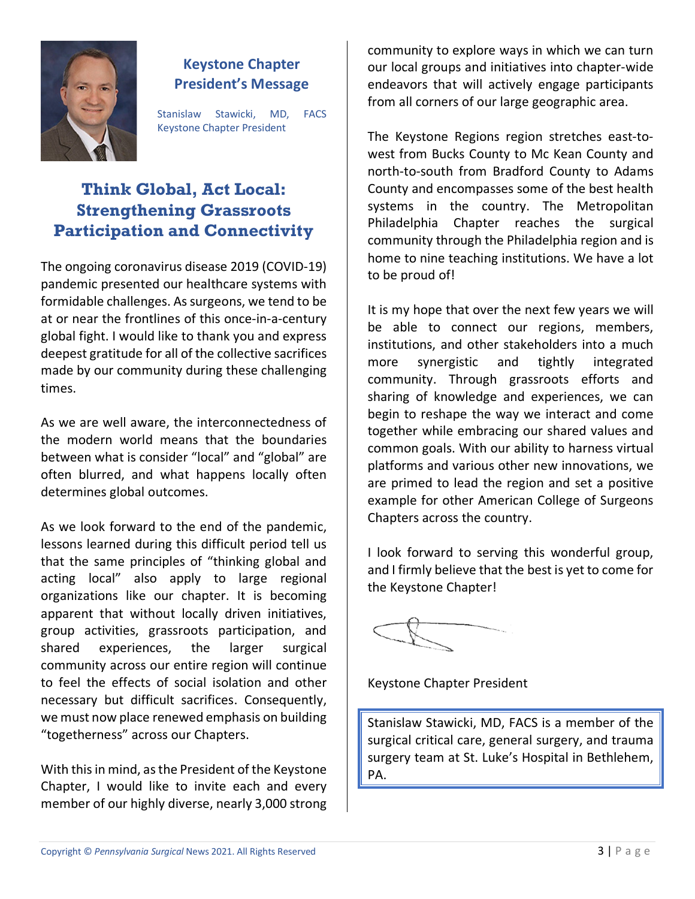## Keystone Chapter President's Message

Stanislaw Stawicki, MD, FACS
Keystone Chapter President

# Think Global, Act Local: Strengthening Grassroots Participation and Connectivity

The ongoing coronavirus disease 2019 (COVID-19) pandemic presented our healthcare systems with formidable challenges. As surgeons, we tend to be at or near the frontlines of this once-in-a-century global fight. I would like to thank you and express deepest gratitude for all of the collective sacrifices made by our community during these challenging times.

As we are well aware, the interconnectedness of the modern world means that the boundaries between what is consider "local" and "global" are often blurred, and what happens locally often determines global outcomes.

As we look forward to the end of the pandemic, lessons learned during this difficult period tell us that the same principles of "thinking global and acting local" also apply to large regional organizations like our chapter. It is becoming apparent that without locally driven initiatives, group activities, grassroots participation, and shared experiences, the larger surgical community across our entire region will continue to feel the effects of social isolation and other necessary but difficult sacrifices. Consequently, we must now place renewed emphasis on building "togetherness" across our Chapters.

With this in mind, as the President of the Keystone Chapter, I would like to invite each and every member of our highly diverse, nearly 3,000 strong community to explore ways in which we can turn our local groups and initiatives into chapter-wide endeavors that will actively engage participants from all corners of our large geographic area.

The Keystone Regions region stretches east-to-west from Bucks County to Mc Kean County and north-to-south from Bradford County to Adams County and encompasses some of the best health systems in the country. The Metropolitan Philadelphia Chapter reaches the surgical community through the Philadelphia region and is home to nine teaching institutions. We have a lot to be proud of!

It is my hope that over the next few years we will be able to connect our regions, members, institutions, and other stakeholders into a much more synergistic and tightly integrated community. Through grassroots efforts and sharing of knowledge and experiences, we can begin to reshape the way we interact and come together while embracing our shared values and common goals. With our ability to harness virtual platforms and various other new innovations, we are primed to lead the region and set a positive example for other American College of Surgeons Chapters across the country.

I look forward to serving this wonderful group, and I firmly believe that the best is yet to come for the Keystone Chapter!

Keystone Chapter President

> Stanislaw Stawicki, MD, FACS is a member of the surgical critical care, general surgery, and trauma surgery team at St. Luke's Hospital in Bethlehem, PA.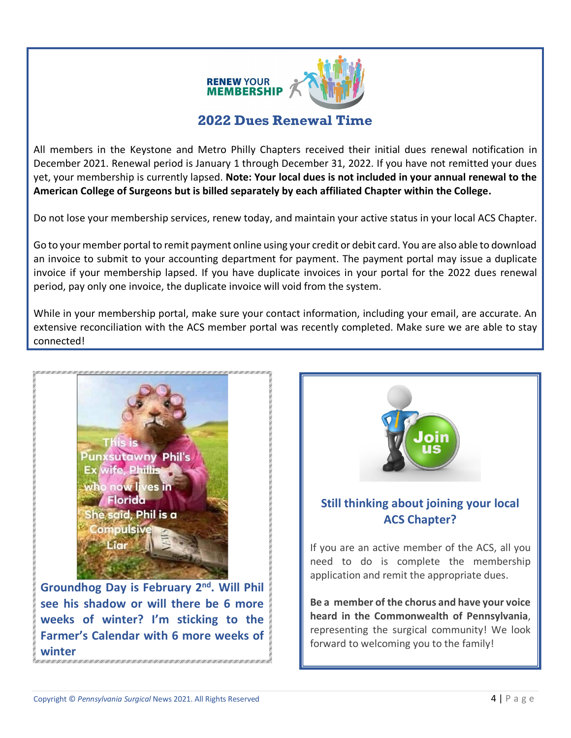## 2022 Dues Renewal Time

All members in the Keystone and Metro Philly Chapters received their initial dues renewal notification in December 2021. Renewal period is January 1 through December 31, 2022. If you have not remitted your dues yet, your membership is currently lapsed. **Note: Your local dues is not included in your annual renewal to the American College of Surgeons but is billed separately by each affiliated Chapter within the College.**

Do not lose your membership services, renew today, and maintain your active status in your local ACS Chapter.

Go to your member portal to remit payment online using your credit or debit card. You are also able to download an invoice to submit to your accounting department for payment. The payment portal may issue a duplicate invoice if your membership lapsed. If you have duplicate invoices in your portal for the 2022 dues renewal period, pay only one invoice, the duplicate invoice will void from the system.

While in your membership portal, make sure your contact information, including your email, are accurate. An extensive reconciliation with the ACS member portal was recently completed. Make sure we are able to stay connected!

**Groundhog Day is February 2nd. Will Phil see his shadow or will there be 6 more weeks of winter? I'm sticking to the Farmer's Calendar with 6 more weeks of winter**

### Still thinking about joining your local ACS Chapter?

If you are an active member of the ACS, all you need to do is complete the membership application and remit the appropriate dues.

**Be a member of the chorus and have your voice heard in the Commonwealth of Pennsylvania**, representing the surgical community! We look forward to welcoming you to the family!

Copyright © *Pennsylvania Surgical* News 2021. All Rights Reserved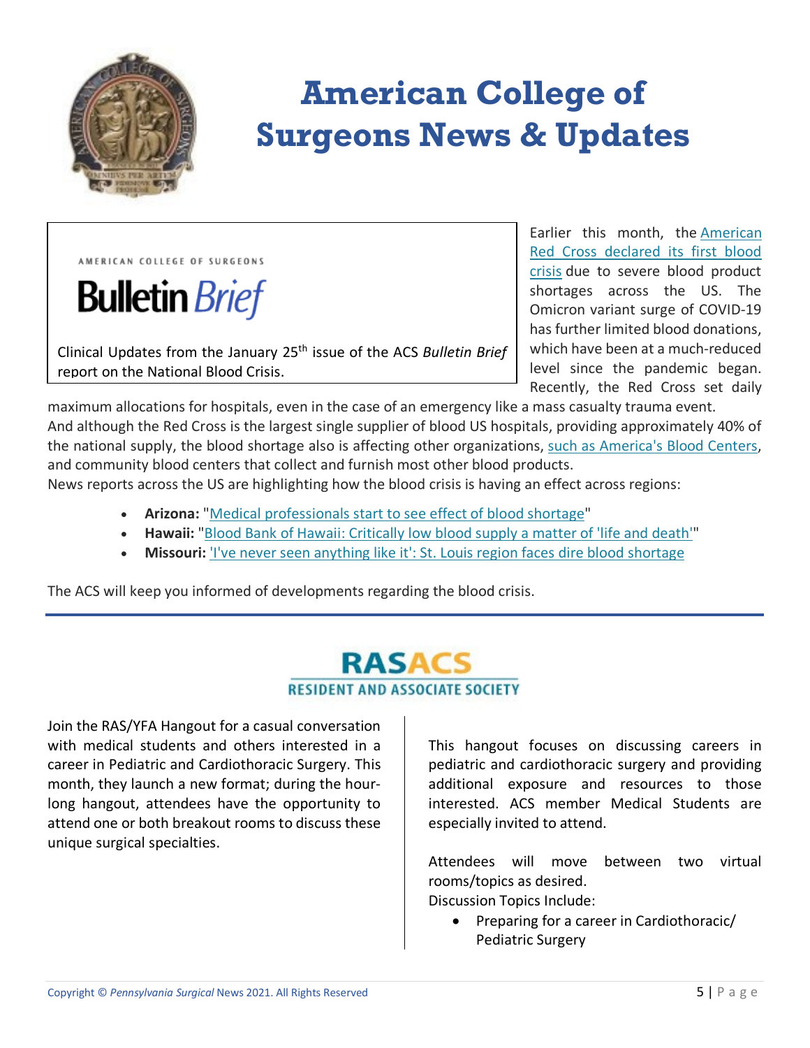# American College of Surgeons News & Updates

AMERICAN COLLEGE OF SURGEONS

**Bulletin** *Brief*

Clinical Updates from the January 25th issue of the ACS *Bulletin Brief* report on the National Blood Crisis.

Earlier this month, the American Red Cross declared its first blood crisis due to severe blood product shortages across the US. The Omicron variant surge of COVID-19 has further limited blood donations, which have been at a much-reduced level since the pandemic began. Recently, the Red Cross set daily maximum allocations for hospitals, even in the case of an emergency like a mass casualty trauma event. And although the Red Cross is the largest single supplier of blood US hospitals, providing approximately 40% of the national supply, the blood shortage also is affecting other organizations, such as America's Blood Centers, and community blood centers that collect and furnish most other blood products.

News reports across the US are highlighting how the blood crisis is having an effect across regions:

- **Arizona:** "Medical professionals start to see effect of blood shortage"
- **Hawaii:** "Blood Bank of Hawaii: Critically low blood supply a matter of 'life and death'"
- **Missouri:** 'I've never seen anything like it': St. Louis region faces dire blood shortage

The ACS will keep you informed of developments regarding the blood crisis.

---

## RASACS
### RESIDENT AND ASSOCIATE SOCIETY

Join the RAS/YFA Hangout for a casual conversation with medical students and others interested in a career in Pediatric and Cardiothoracic Surgery. This month, they launch a new format; during the hour-long hangout, attendees have the opportunity to attend one or both breakout rooms to discuss these unique surgical specialties.

This hangout focuses on discussing careers in pediatric and cardiothoracic surgery and providing additional exposure and resources to those interested. ACS member Medical Students are especially invited to attend.

Attendees will move between two virtual rooms/topics as desired.

Discussion Topics Include:

- Preparing for a career in Cardiothoracic/ Pediatric Surgery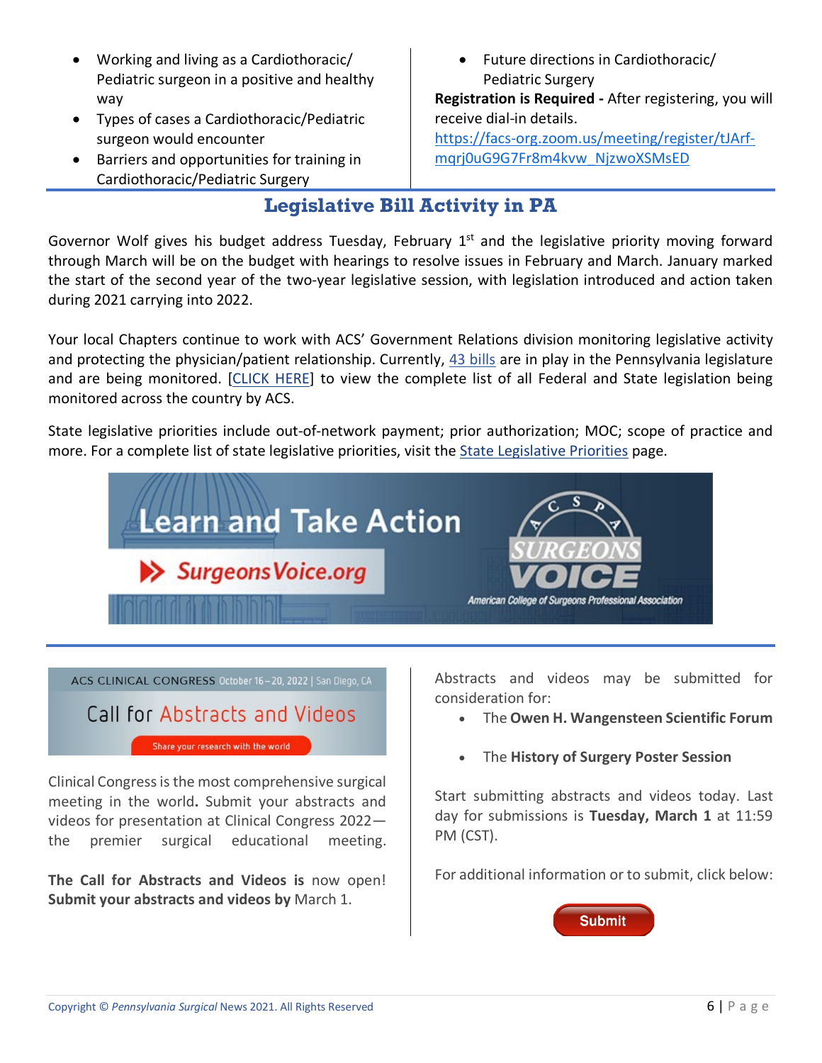- Working and living as a Cardiothoracic/ Pediatric surgeon in a positive and healthy way
- Types of cases a Cardiothoracic/Pediatric surgeon would encounter
- Barriers and opportunities for training in Cardiothoracic/Pediatric Surgery
- Future directions in Cardiothoracic/ Pediatric Surgery

**Registration is Required -** After registering, you will receive dial-in details.
https://facs-org.zoom.us/meeting/register/tJArf-mqrj0uG9G7Fr8m4kvw_NjzwoXSMsED

## Legislative Bill Activity in PA

Governor Wolf gives his budget address Tuesday, February 1st and the legislative priority moving forward through March will be on the budget with hearings to resolve issues in February and March. January marked the start of the second year of the two-year legislative session, with legislation introduced and action taken during 2021 carrying into 2022.

Your local Chapters continue to work with ACS' Government Relations division monitoring legislative activity and protecting the physician/patient relationship. Currently, 43 bills are in play in the Pennsylvania legislature and are being monitored. [CLICK HERE] to view the complete list of all Federal and State legislation being monitored across the country by ACS.

State legislative priorities include out-of-network payment; prior authorization; MOC; scope of practice and more. For a complete list of state legislative priorities, visit the State Legislative Priorities page.

Learn and Take Action

SurgeonsVoice.org

SURGEONS VOICE
American College of Surgeons Professional Association

ACS CLINICAL CONGRESS October 16–20, 2022 | San Diego, CA

Call for Abstracts and Videos

Share your research with the world

Clinical Congress is the most comprehensive surgical meeting in the world. Submit your abstracts and videos for presentation at Clinical Congress 2022—the premier surgical educational meeting.

**The Call for Abstracts and Videos is** now open! **Submit your abstracts and videos by** March 1.

Abstracts and videos may be submitted for consideration for:

- The **Owen H. Wangensteen Scientific Forum**
- The **History of Surgery Poster Session**

Start submitting abstracts and videos today. Last day for submissions is **Tuesday, March 1** at 11:59 PM (CST).

For additional information or to submit, click below:

Submit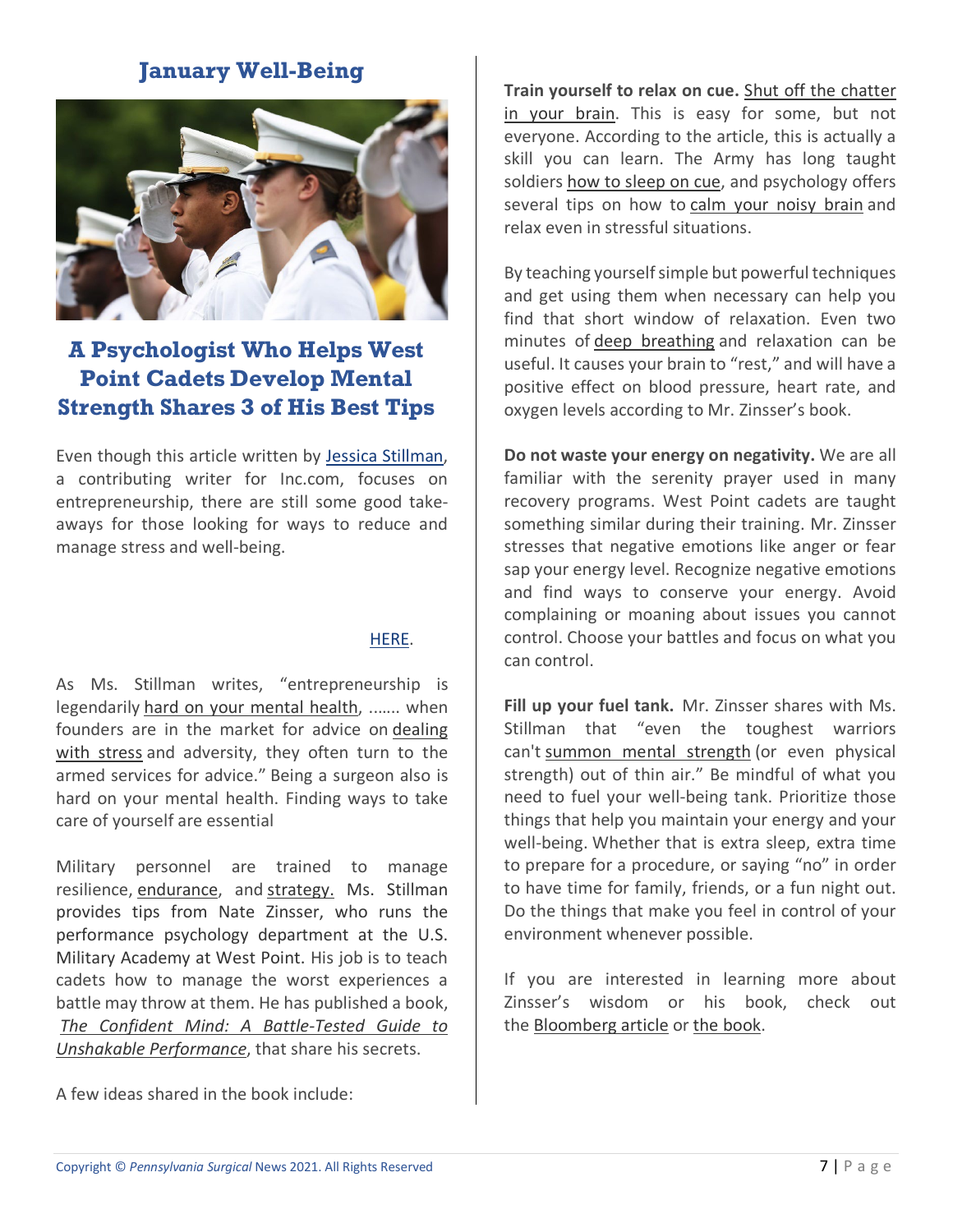## January Well-Being

### A Psychologist Who Helps West Point Cadets Develop Mental Strength Shares 3 of His Best Tips

Even though this article written by Jessica Stillman, a contributing writer for Inc.com, focuses on entrepreneurship, there are still some good take-aways for those looking for ways to reduce and manage stress and well-being.

HERE.

As Ms. Stillman writes, "entrepreneurship is legendarily hard on your mental health, ……. when founders are in the market for advice on dealing with stress and adversity, they often turn to the armed services for advice." Being a surgeon also is hard on your mental health. Finding ways to take care of yourself are essential

Military personnel are trained to manage resilience, endurance, and strategy. Ms. Stillman provides tips from Nate Zinsser, who runs the performance psychology department at the U.S. Military Academy at West Point. His job is to teach cadets how to manage the worst experiences a battle may throw at them. He has published a book, *The Confident Mind: A Battle-Tested Guide to Unshakable Performance*, that share his secrets.

A few ideas shared in the book include:

**Train yourself to relax on cue.** Shut off the chatter in your brain. This is easy for some, but not everyone. According to the article, this is actually a skill you can learn. The Army has long taught soldiers how to sleep on cue, and psychology offers several tips on how to calm your noisy brain and relax even in stressful situations.

By teaching yourself simple but powerful techniques and get using them when necessary can help you find that short window of relaxation. Even two minutes of deep breathing and relaxation can be useful. It causes your brain to "rest," and will have a positive effect on blood pressure, heart rate, and oxygen levels according to Mr. Zinsser's book.

**Do not waste your energy on negativity.** We are all familiar with the serenity prayer used in many recovery programs. West Point cadets are taught something similar during their training. Mr. Zinsser stresses that negative emotions like anger or fear sap your energy level. Recognize negative emotions and find ways to conserve your energy. Avoid complaining or moaning about issues you cannot control. Choose your battles and focus on what you can control.

**Fill up your fuel tank.** Mr. Zinsser shares with Ms. Stillman that "even the toughest warriors can't summon mental strength (or even physical strength) out of thin air." Be mindful of what you need to fuel your well-being tank. Prioritize those things that help you maintain your energy and your well-being. Whether that is extra sleep, extra time to prepare for a procedure, or saying "no" in order to have time for family, friends, or a fun night out. Do the things that make you feel in control of your environment whenever possible.

If you are interested in learning more about Zinsser's wisdom or his book, check out the Bloomberg article or the book.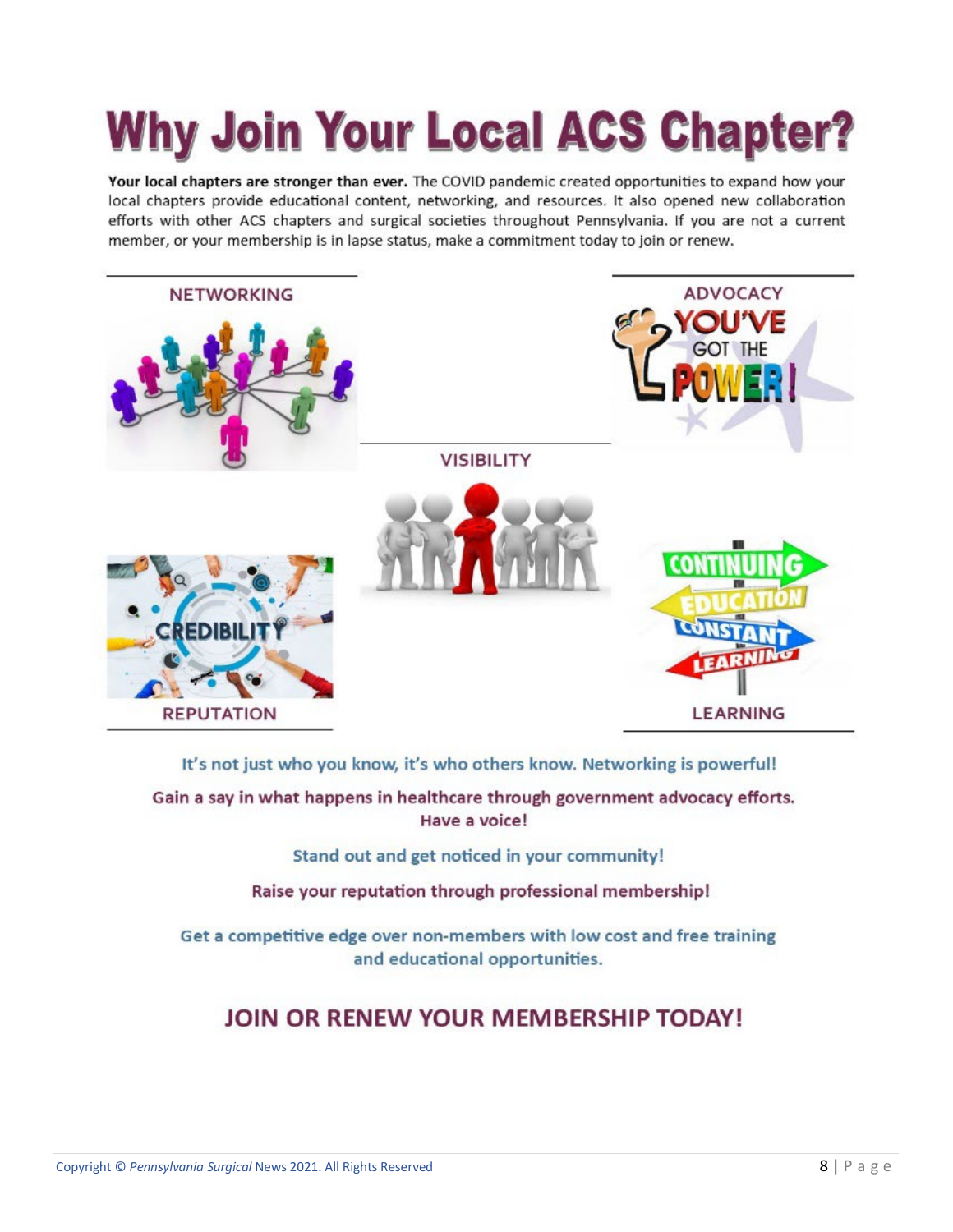# Why Join Your Local ACS Chapter?

**Your local chapters are stronger than ever.** The COVID pandemic created opportunities to expand how your local chapters provide educational content, networking, and resources. It also opened new collaboration efforts with other ACS chapters and surgical societies throughout Pennsylvania. If you are not a current member, or your membership is in lapse status, make a commitment today to join or renew.

NETWORKING

ADVOCACY

VISIBILITY

REPUTATION

LEARNING

It's not just who you know, it's who others know. Networking is powerful!

Gain a say in what happens in healthcare through government advocacy efforts. Have a voice!

Stand out and get noticed in your community!

Raise your reputation through professional membership!

Get a competitive edge over non-members with low cost and free training and educational opportunities.

## JOIN OR RENEW YOUR MEMBERSHIP TODAY!

Copyright © *Pennsylvania Surgical* News 2021. All Rights Reserved